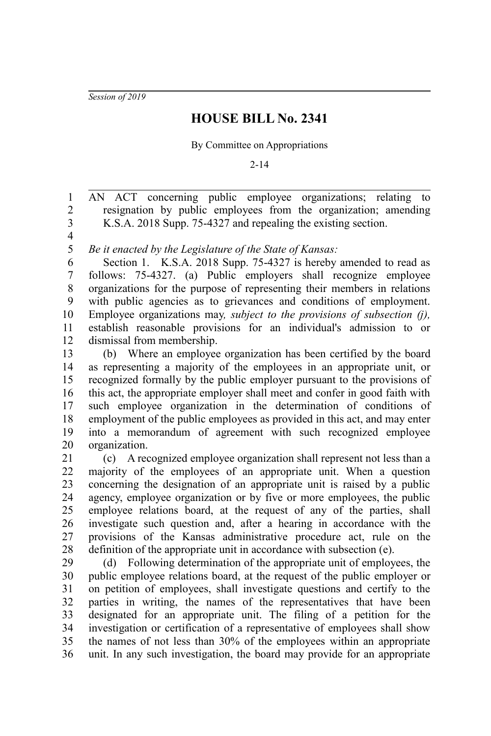*Session of 2019*

# HOUSE BILL No. 2341

By Committee on Appropriations

2-14

AN ACT concerning public employee organizations; relating to resignation by public employees from the organization; amending K.S.A. 2018 Supp. 75-4327 and repealing the existing section.

*Be it enacted by the Legislature of the State of Kansas:*

Section 1. K.S.A. 2018 Supp. 75-4327 is hereby amended to read as follows: 75-4327. (a) Public employers shall recognize employee organizations for the purpose of representing their members in relations with public agencies as to grievances and conditions of employment. Employee organizations may*, subject to the provisions of subsection (j),* establish reasonable provisions for an individual's admission to or dismissal from membership.

(b) Where an employee organization has been certified by the board as representing a majority of the employees in an appropriate unit, or recognized formally by the public employer pursuant to the provisions of this act, the appropriate employer shall meet and confer in good faith with such employee organization in the determination of conditions of employment of the public employees as provided in this act, and may enter into a memorandum of agreement with such recognized employee organization.

(c) A recognized employee organization shall represent not less than a majority of the employees of an appropriate unit. When a question concerning the designation of an appropriate unit is raised by a public agency, employee organization or by five or more employees, the public employee relations board, at the request of any of the parties, shall investigate such question and, after a hearing in accordance with the provisions of the Kansas administrative procedure act, rule on the definition of the appropriate unit in accordance with subsection (e).

(d) Following determination of the appropriate unit of employees, the public employee relations board, at the request of the public employer or on petition of employees, shall investigate questions and certify to the parties in writing, the names of the representatives that have been designated for an appropriate unit. The filing of a petition for the investigation or certification of a representative of employees shall show the names of not less than 30% of the employees within an appropriate unit. In any such investigation, the board may provide for an appropriate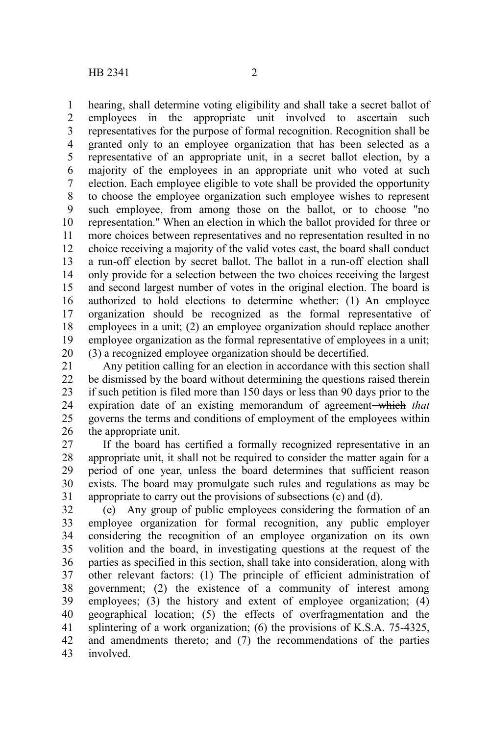hearing, shall determine voting eligibility and shall take a secret ballot of employees in the appropriate unit involved to ascertain such representatives for the purpose of formal recognition. Recognition shall be granted only to an employee organization that has been selected as a representative of an appropriate unit, in a secret ballot election, by a majority of the employees in an appropriate unit who voted at such election. Each employee eligible to vote shall be provided the opportunity to choose the employee organization such employee wishes to represent such employee, from among those on the ballot, or to choose "no representation." When an election in which the ballot provided for three or more choices between representatives and no representation resulted in no choice receiving a majority of the valid votes cast, the board shall conduct a run-off election by secret ballot. The ballot in a run-off election shall only provide for a selection between the two choices receiving the largest and second largest number of votes in the original election. The board is authorized to hold elections to determine whether: (1) An employee organization should be recognized as the formal representative of employees in a unit; (2) an employee organization should replace another employee organization as the formal representative of employees in a unit; (3) a recognized employee organization should be decertified.

Any petition calling for an election in accordance with this section shall be dismissed by the board without determining the questions raised therein if such petition is filed more than 150 days or less than 90 days prior to the expiration date of an existing memorandum of agreement ~~which~~ *that* governs the terms and conditions of employment of the employees within the appropriate unit.

If the board has certified a formally recognized representative in an appropriate unit, it shall not be required to consider the matter again for a period of one year, unless the board determines that sufficient reason exists. The board may promulgate such rules and regulations as may be appropriate to carry out the provisions of subsections (c) and (d).

(e) Any group of public employees considering the formation of an employee organization for formal recognition, any public employer considering the recognition of an employee organization on its own volition and the board, in investigating questions at the request of the parties as specified in this section, shall take into consideration, along with other relevant factors: (1) The principle of efficient administration of government; (2) the existence of a community of interest among employees; (3) the history and extent of employee organization; (4) geographical location; (5) the effects of overfragmentation and the splintering of a work organization; (6) the provisions of K.S.A. 75-4325, and amendments thereto; and (7) the recommendations of the parties involved.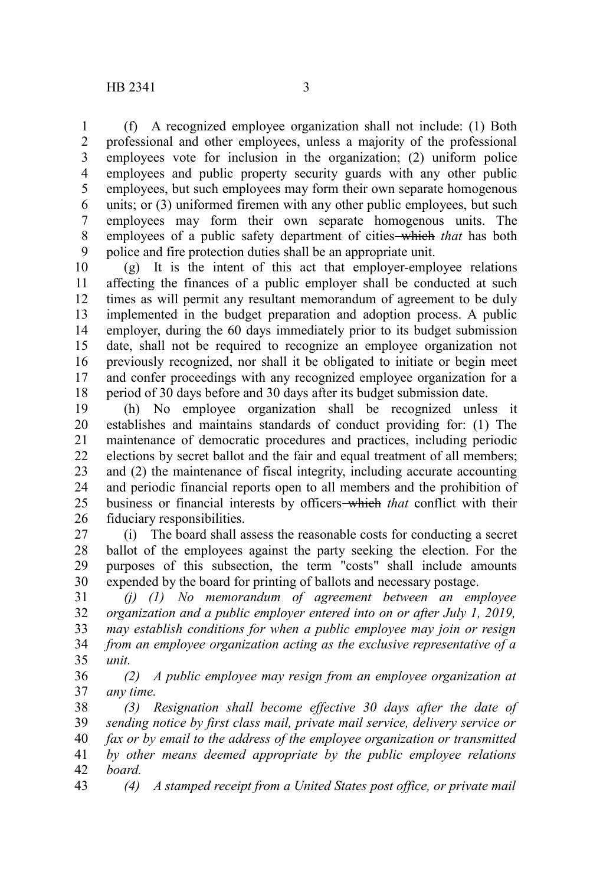(f) A recognized employee organization shall not include: (1) Both professional and other employees, unless a majority of the professional employees vote for inclusion in the organization; (2) uniform police employees and public property security guards with any other public employees, but such employees may form their own separate homogenous units; or (3) uniformed firemen with any other public employees, but such employees may form their own separate homogenous units. The employees of a public safety department of cities ~~which~~ *that* has both police and fire protection duties shall be an appropriate unit.

(g) It is the intent of this act that employer-employee relations affecting the finances of a public employer shall be conducted at such times as will permit any resultant memorandum of agreement to be duly implemented in the budget preparation and adoption process. A public employer, during the 60 days immediately prior to its budget submission date, shall not be required to recognize an employee organization not previously recognized, nor shall it be obligated to initiate or begin meet and confer proceedings with any recognized employee organization for a period of 30 days before and 30 days after its budget submission date.

(h) No employee organization shall be recognized unless it establishes and maintains standards of conduct providing for: (1) The maintenance of democratic procedures and practices, including periodic elections by secret ballot and the fair and equal treatment of all members; and (2) the maintenance of fiscal integrity, including accurate accounting and periodic financial reports open to all members and the prohibition of business or financial interests by officers ~~which~~ *that* conflict with their fiduciary responsibilities.

(i) The board shall assess the reasonable costs for conducting a secret ballot of the employees against the party seeking the election. For the purposes of this subsection, the term "costs" shall include amounts expended by the board for printing of ballots and necessary postage.

*(j) (1) No memorandum of agreement between an employee organization and a public employer entered into on or after July 1, 2019, may establish conditions for when a public employee may join or resign from an employee organization acting as the exclusive representative of a unit.*

*(2) A public employee may resign from an employee organization at any time.*

*(3) Resignation shall become effective 30 days after the date of sending notice by first class mail, private mail service, delivery service or fax or by email to the address of the employee organization or transmitted by other means deemed appropriate by the public employee relations board.*

*(4) A stamped receipt from a United States post office, or private mail*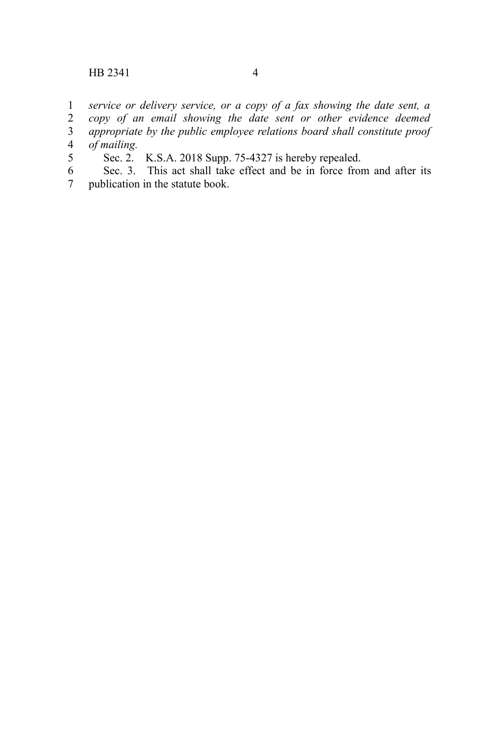*service or delivery service, or a copy of a fax showing the date sent, a copy of an email showing the date sent or other evidence deemed appropriate by the public employee relations board shall constitute proof of mailing.*

Sec. 2. K.S.A. 2018 Supp. 75-4327 is hereby repealed.

Sec. 3. This act shall take effect and be in force from and after its publication in the statute book.